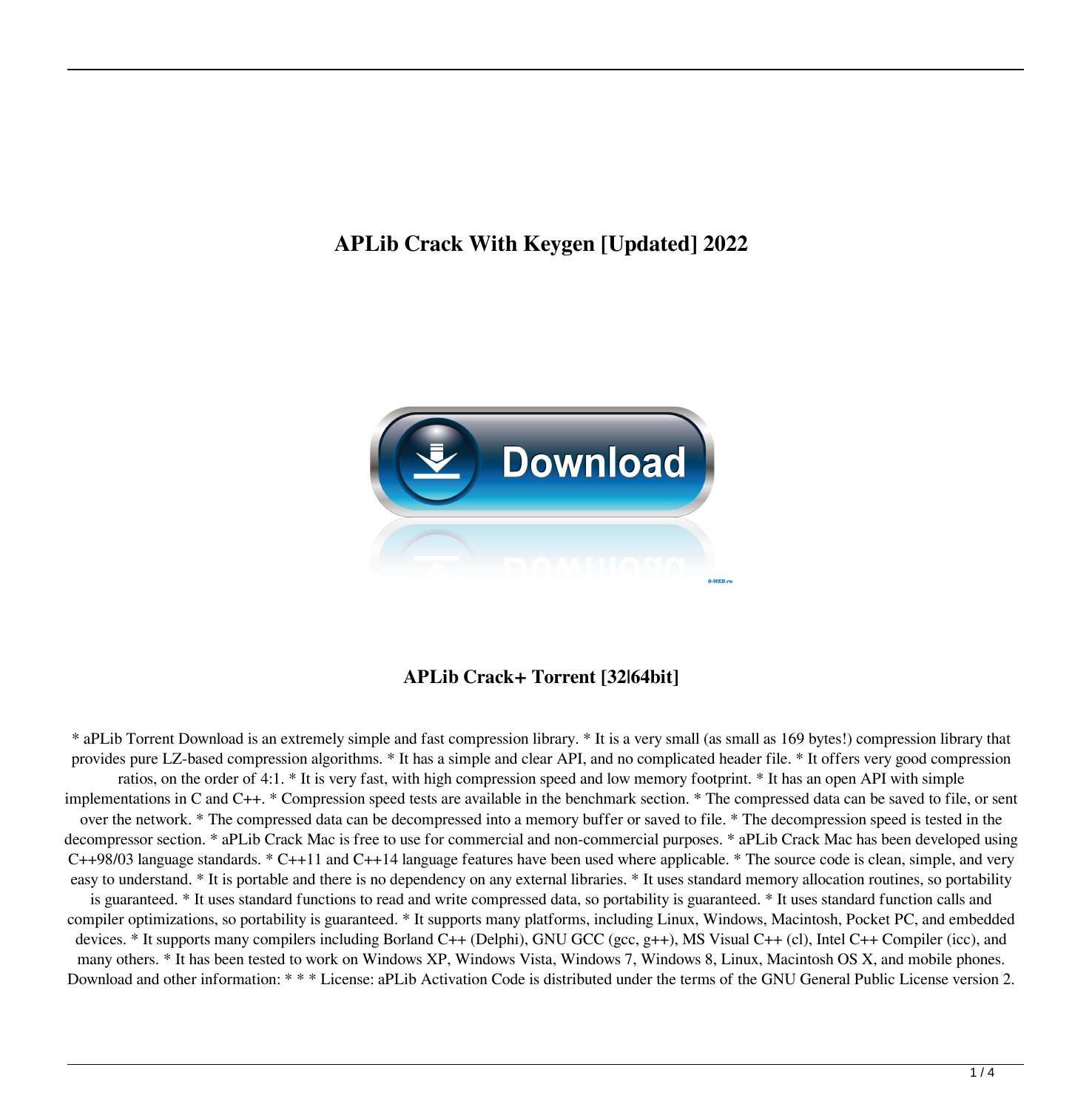# APLib Crack With Keygen [Updated] 2022

## APLib Crack+ Torrent [32|64bit]

* aPLib Torrent Download is an extremely simple and fast compression library. * It is a very small (as small as 169 bytes!) compression library that provides pure LZ-based compression algorithms. * It has a simple and clear API, and no complicated header file. * It offers very good compression ratios, on the order of 4:1. * It is very fast, with high compression speed and low memory footprint. * It has an open API with simple implementations in C and C++. * Compression speed tests are available in the benchmark section. * The compressed data can be saved to file, or sent over the network. * The compressed data can be decompressed into a memory buffer or saved to file. * The decompression speed is tested in the decompressor section. * aPLib Crack Mac is free to use for commercial and non-commercial purposes. * aPLib Crack Mac has been developed using C++98/03 language standards. * C++11 and C++14 language features have been used where applicable. * The source code is clean, simple, and very easy to understand. * It is portable and there is no dependency on any external libraries. * It uses standard memory allocation routines, so portability is guaranteed. * It uses standard functions to read and write compressed data, so portability is guaranteed. * It uses standard function calls and compiler optimizations, so portability is guaranteed. * It supports many platforms, including Linux, Windows, Macintosh, Pocket PC, and embedded devices. * It supports many compilers including Borland C++ (Delphi), GNU GCC (gcc, g++), MS Visual C++ (cl), Intel C++ Compiler (icc), and many others. * It has been tested to work on Windows XP, Windows Vista, Windows 7, Windows 8, Linux, Macintosh OS X, and mobile phones. Download and other information: * * * License: aPLib Activation Code is distributed under the terms of the GNU General Public License version 2.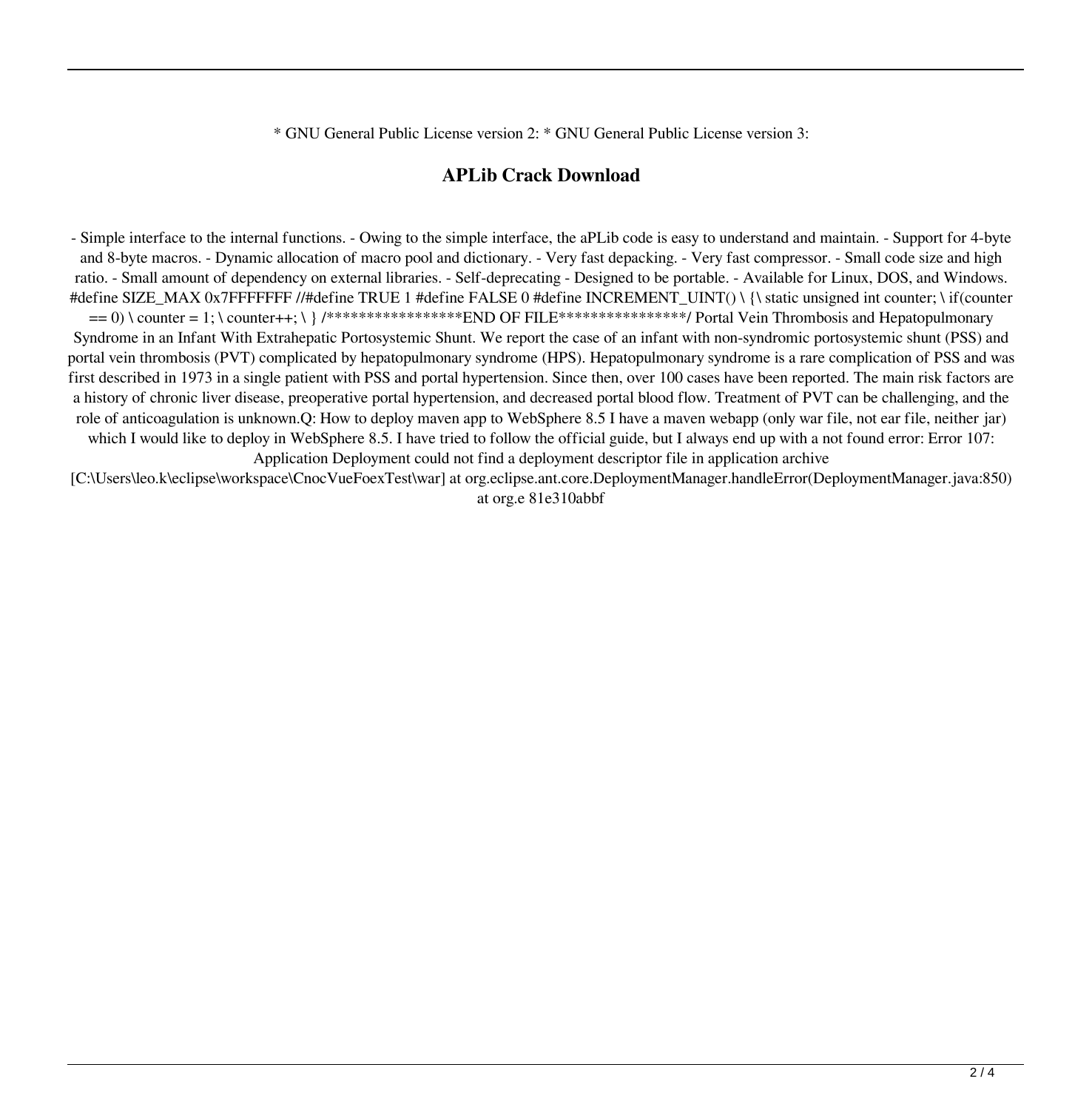* GNU General Public License version 2: * GNU General Public License version 3:

## APLib Crack Download

- Simple interface to the internal functions. - Owing to the simple interface, the aPLib code is easy to understand and maintain. - Support for 4-byte and 8-byte macros. - Dynamic allocation of macro pool and dictionary. - Very fast depacking. - Very fast compressor. - Small code size and high ratio. - Small amount of dependency on external libraries. - Self-deprecating - Designed to be portable. - Available for Linux, DOS, and Windows. #define SIZE_MAX 0x7FFFFFFF //#define TRUE 1 #define FALSE 0 #define INCREMENT_UINT() \ {\ static unsigned int counter; \ if(counter == 0) \ counter = 1; \ counter++; \ } /*****************END OF FILE****************/ Portal Vein Thrombosis and Hepatopulmonary Syndrome in an Infant With Extrahepatic Portosystemic Shunt. We report the case of an infant with non-syndromic portosystemic shunt (PSS) and portal vein thrombosis (PVT) complicated by hepatopulmonary syndrome (HPS). Hepatopulmonary syndrome is a rare complication of PSS and was first described in 1973 in a single patient with PSS and portal hypertension. Since then, over 100 cases have been reported. The main risk factors are a history of chronic liver disease, preoperative portal hypertension, and decreased portal blood flow. Treatment of PVT can be challenging, and the role of anticoagulation is unknown.Q: How to deploy maven app to WebSphere 8.5 I have a maven webapp (only war file, not ear file, neither jar) which I would like to deploy in WebSphere 8.5. I have tried to follow the official guide, but I always end up with a not found error: Error 107: Application Deployment could not find a deployment descriptor file in application archive [C:\Users\leo.k\eclipse\workspace\CnocVueFoexTest\war] at org.eclipse.ant.core.DeploymentManager.handleError(DeploymentManager.java:850) at org.e 81e310abbf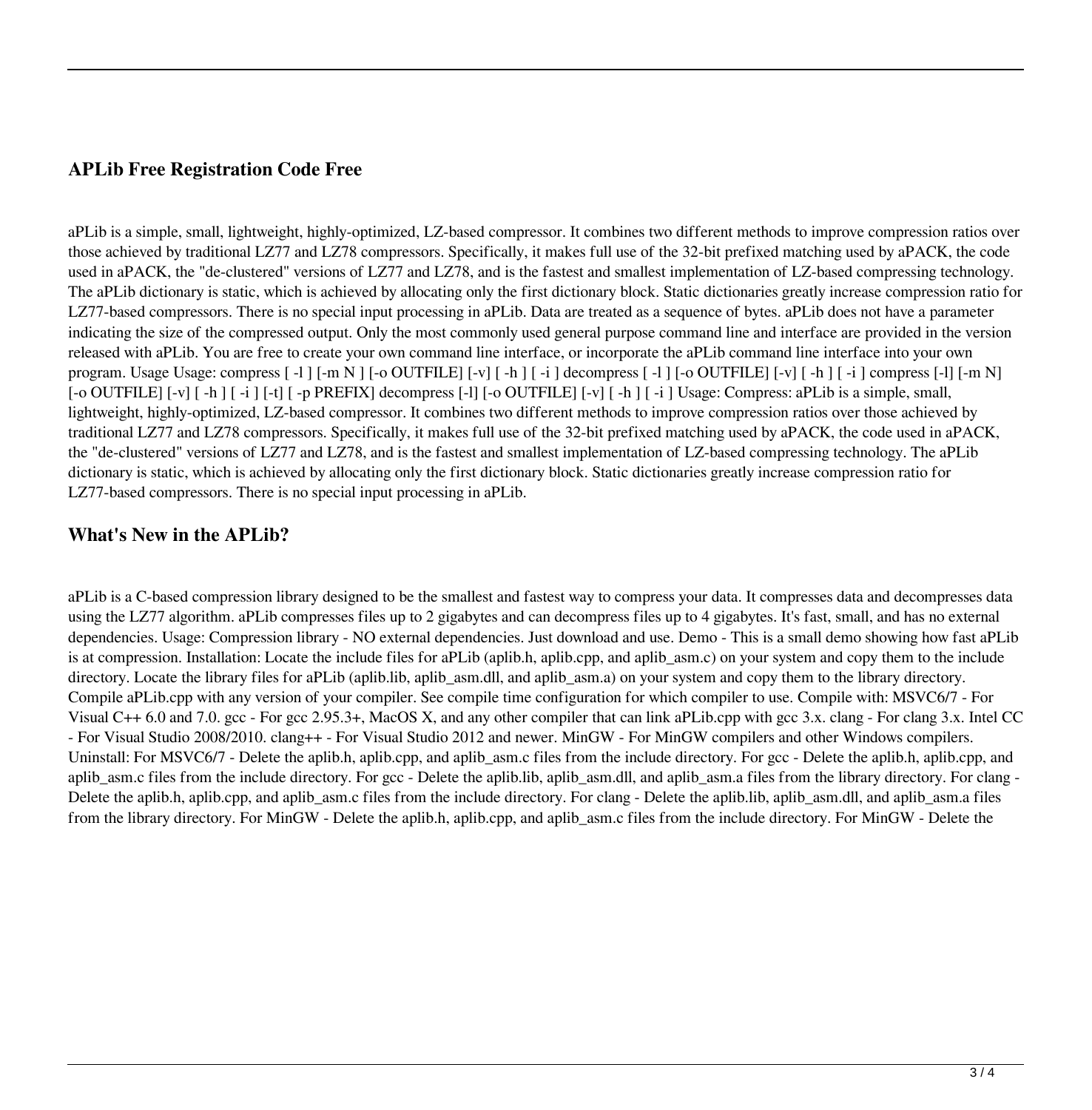## APLib Free Registration Code Free

aPLib is a simple, small, lightweight, highly-optimized, LZ-based compressor. It combines two different methods to improve compression ratios over those achieved by traditional LZ77 and LZ78 compressors. Specifically, it makes full use of the 32-bit prefixed matching used by aPACK, the code used in aPACK, the "de-clustered" versions of LZ77 and LZ78, and is the fastest and smallest implementation of LZ-based compressing technology. The aPLib dictionary is static, which is achieved by allocating only the first dictionary block. Static dictionaries greatly increase compression ratio for LZ77-based compressors. There is no special input processing in aPLib. Data are treated as a sequence of bytes. aPLib does not have a parameter indicating the size of the compressed output. Only the most commonly used general purpose command line and interface are provided in the version released with aPLib. You are free to create your own command line interface, or incorporate the aPLib command line interface into your own program. Usage Usage: compress [ -l ] [-m N ] [-o OUTFILE] [-v] [ -h ] [ -i ] decompress [ -l ] [-o OUTFILE] [-v] [ -h ] [ -i ] compress [-l] [-m N] [-o OUTFILE] [-v] [ -h ] [ -i ] [ -t] [ -p PREFIX] decompress [-l] [-o OUTFILE] [-v] [ -h ] [ -i ] Usage: Compress: aPLib is a simple, small, lightweight, highly-optimized, LZ-based compressor. It combines two different methods to improve compression ratios over those achieved by traditional LZ77 and LZ78 compressors. Specifically, it makes full use of the 32-bit prefixed matching used by aPACK, the code used in aPACK, the "de-clustered" versions of LZ77 and LZ78, and is the fastest and smallest implementation of LZ-based compressing technology. The aPLib dictionary is static, which is achieved by allocating only the first dictionary block. Static dictionaries greatly increase compression ratio for LZ77-based compressors. There is no special input processing in aPLib.

## What's New in the APLib?

aPLib is a C-based compression library designed to be the smallest and fastest way to compress your data. It compresses data and decompresses data using the LZ77 algorithm. aPLib compresses files up to 2 gigabytes and can decompress files up to 4 gigabytes. It's fast, small, and has no external dependencies. Usage: Compression library - NO external dependencies. Just download and use. Demo - This is a small demo showing how fast aPLib is at compression. Installation: Locate the include files for aPLib (aplib.h, aplib.cpp, and aplib_asm.c) on your system and copy them to the include directory. Locate the library files for aPLib (aplib.lib, aplib_asm.dll, and aplib_asm.a) on your system and copy them to the library directory. Compile aPLib.cpp with any version of your compiler. See compile time configuration for which compiler to use. Compile with: MSVC6/7 - For Visual C++ 6.0 and 7.0. gcc - For gcc 2.95.3+, MacOS X, and any other compiler that can link aPLib.cpp with gcc 3.x. clang - For clang 3.x. Intel CC - For Visual Studio 2008/2010. clang++ - For Visual Studio 2012 and newer. MinGW - For MinGW compilers and other Windows compilers. Uninstall: For MSVC6/7 - Delete the aplib.h, aplib.cpp, and aplib_asm.c files from the include directory. For gcc - Delete the aplib.h, aplib.cpp, and aplib_asm.c files from the include directory. For gcc - Delete the aplib.lib, aplib_asm.dll, and aplib_asm.a files from the library directory. For clang - Delete the aplib.h, aplib.cpp, and aplib_asm.c files from the include directory. For clang - Delete the aplib.lib, aplib_asm.dll, and aplib_asm.a files from the library directory. For MinGW - Delete the aplib.h, aplib.cpp, and aplib_asm.c files from the include directory. For MinGW - Delete the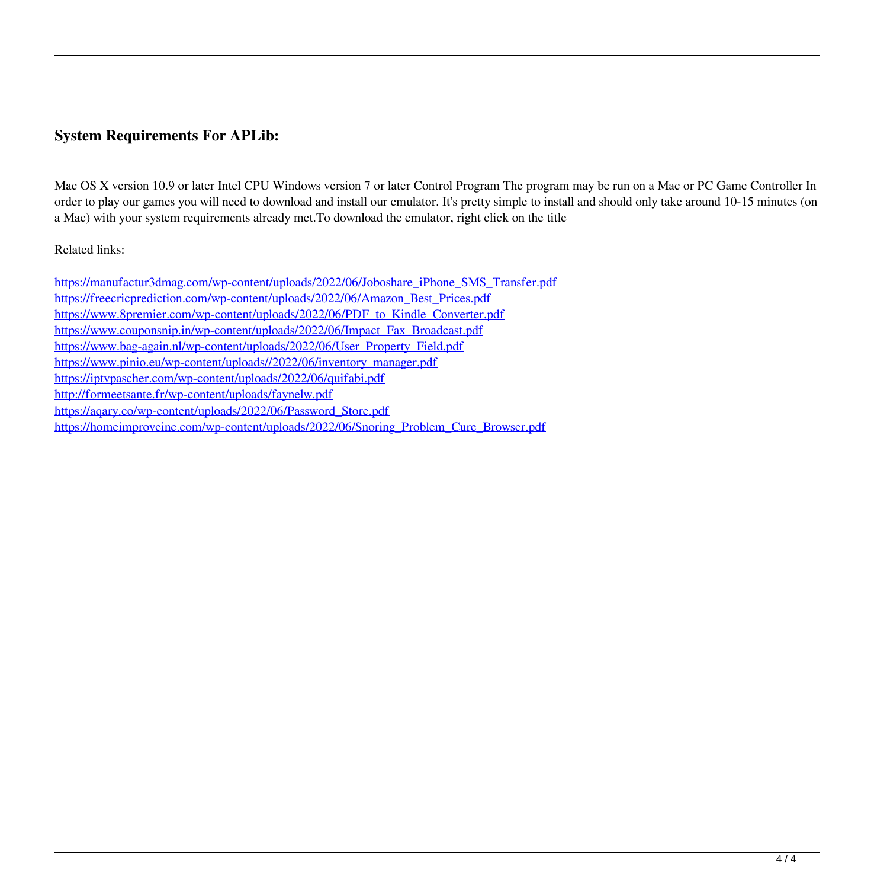**System Requirements For APLib:**

Mac OS X version 10.9 or later Intel CPU Windows version 7 or later Control Program The program may be run on a Mac or PC Game Controller In order to play our games you will need to download and install our emulator. It's pretty simple to install and should only take around 10-15 minutes (on a Mac) with your system requirements already met.To download the emulator, right click on the title

Related links:

https://manufactur3dmag.com/wp-content/uploads/2022/06/Joboshare_iPhone_SMS_Transfer.pdf
https://freecricprediction.com/wp-content/uploads/2022/06/Amazon_Best_Prices.pdf
https://www.8premier.com/wp-content/uploads/2022/06/PDF_to_Kindle_Converter.pdf
https://www.couponsnip.in/wp-content/uploads/2022/06/Impact_Fax_Broadcast.pdf
https://www.bag-again.nl/wp-content/uploads/2022/06/User_Property_Field.pdf
https://www.pinio.eu/wp-content/uploads//2022/06/inventory_manager.pdf
https://iptvpascher.com/wp-content/uploads/2022/06/quifabi.pdf
http://formeetsante.fr/wp-content/uploads/faynelw.pdf
https://aqary.co/wp-content/uploads/2022/06/Password_Store.pdf
https://homeimproveinc.com/wp-content/uploads/2022/06/Snoring_Problem_Cure_Browser.pdf